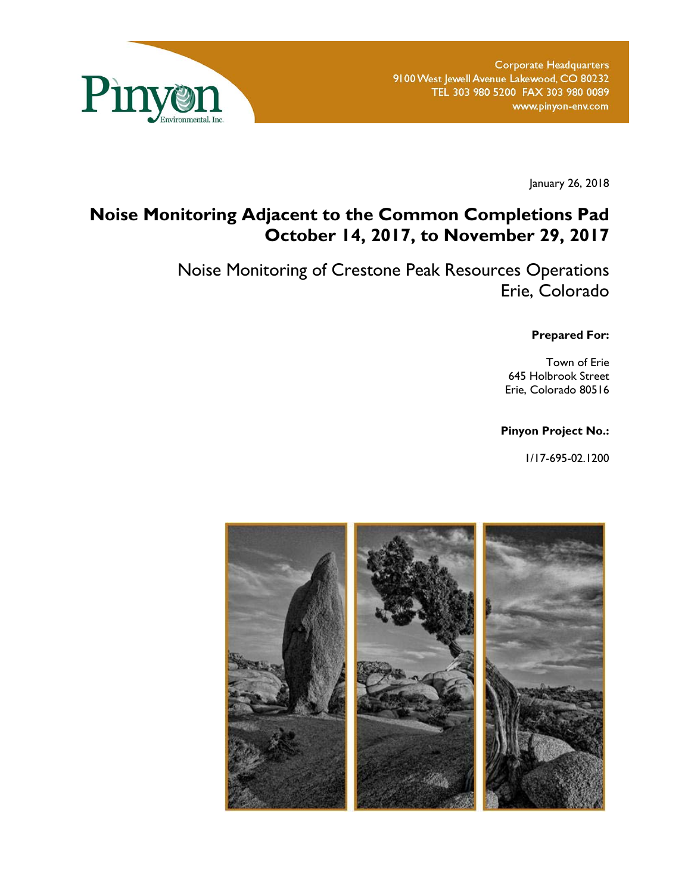Pinyon Environmental, Inc.

Corporate Headquarters
9100 West Jewell Avenue Lakewood, CO 80232
TEL 303 980 5200 FAX 303 980 0089
www.pinyon-env.com

January 26, 2018

# Noise Monitoring Adjacent to the Common Completions Pad October 14, 2017, to November 29, 2017

## Noise Monitoring of Crestone Peak Resources Operations Erie, Colorado

**Prepared For:**

Town of Erie
645 Holbrook Street
Erie, Colorado 80516

**Pinyon Project No.:**

1/17-695-02.1200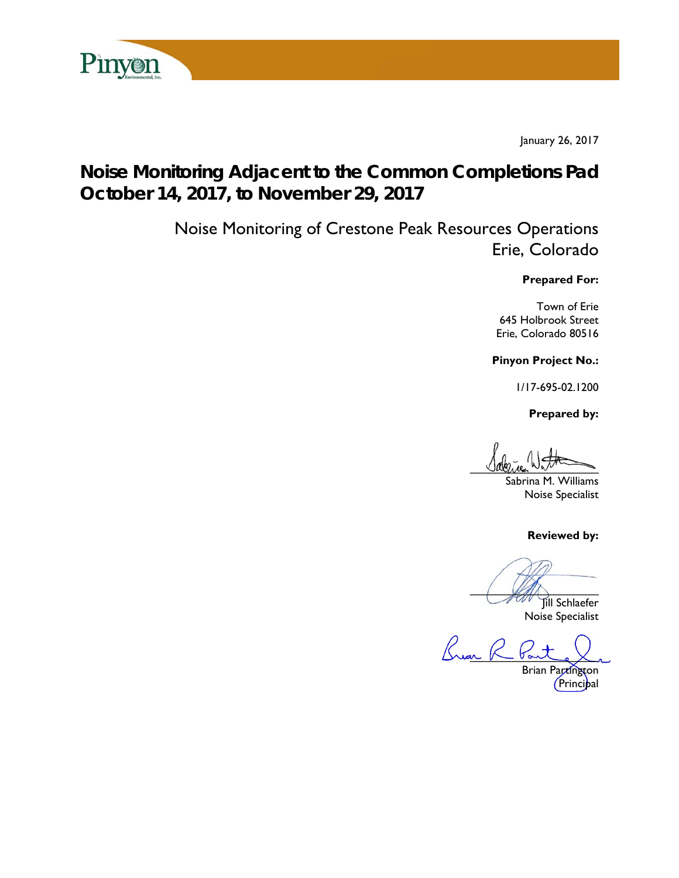Pinyon Environmental, Inc.

January 26, 2017

# Noise Monitoring Adjacent to the Common Completions Pad October 14, 2017, to November 29, 2017

Noise Monitoring of Crestone Peak Resources Operations
Erie, Colorado

**Prepared For:**

Town of Erie
645 Holbrook Street
Erie, Colorado 80516

**Pinyon Project No.:**

1/17-695-02.1200

**Prepared by:**

Sabrina M. Williams
Noise Specialist

**Reviewed by:**

Jill Schlaefer
Noise Specialist

Brian Partington
Principal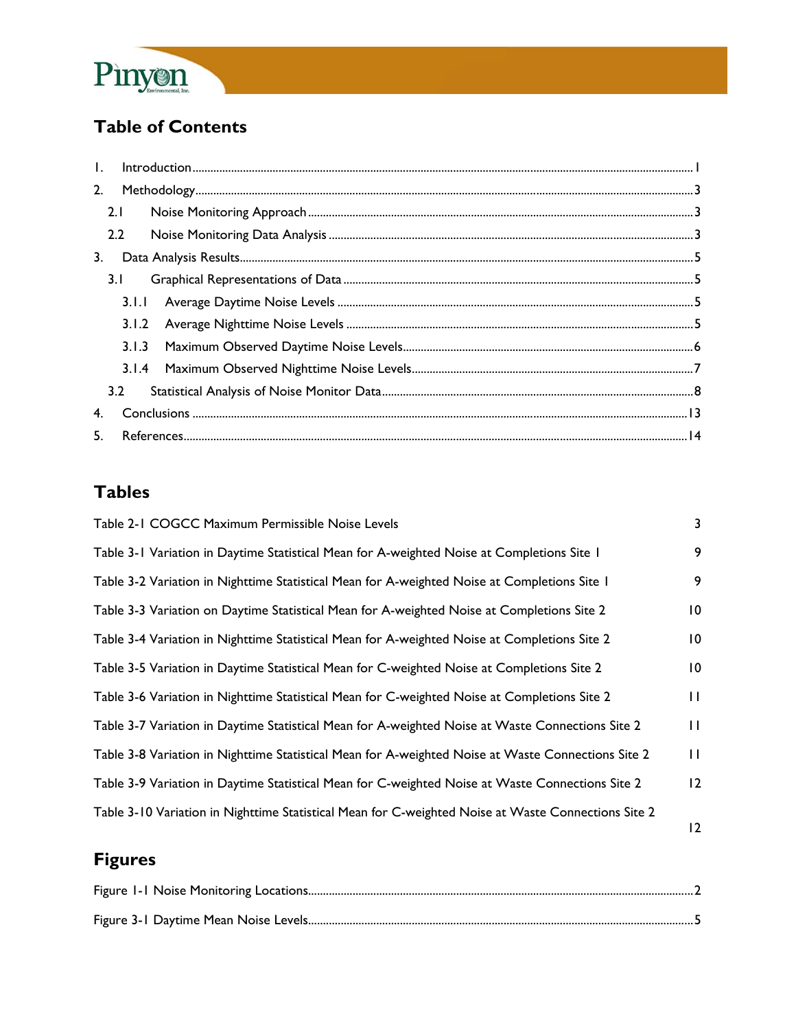## Table of Contents

1. Introduction ........................................................................................ 1
2. Methodology ........................................................................................ 3
   - 2.1 Noise Monitoring Approach ........................................................................................ 3
   - 2.2 Noise Monitoring Data Analysis ........................................................................................ 3
3. Data Analysis Results ........................................................................................ 5
   - 3.1 Graphical Representations of Data ........................................................................................ 5
     - 3.1.1 Average Daytime Noise Levels ........................................................................................ 5
     - 3.1.2 Average Nighttime Noise Levels ........................................................................................ 5
     - 3.1.3 Maximum Observed Daytime Noise Levels ........................................................................................ 6
     - 3.1.4 Maximum Observed Nighttime Noise Levels ........................................................................................ 7
   - 3.2 Statistical Analysis of Noise Monitor Data ........................................................................................ 8
4. Conclusions ........................................................................................ 13
5. References ........................................................................................ 14

## Tables

| Table | Page |
|---|---|
| Table 2-1 COGCC Maximum Permissible Noise Levels | 3 |
| Table 3-1 Variation in Daytime Statistical Mean for A-weighted Noise at Completions Site 1 | 9 |
| Table 3-2 Variation in Nighttime Statistical Mean for A-weighted Noise at Completions Site 1 | 9 |
| Table 3-3 Variation on Daytime Statistical Mean for A-weighted Noise at Completions Site 2 | 10 |
| Table 3-4 Variation in Nighttime Statistical Mean for A-weighted Noise at Completions Site 2 | 10 |
| Table 3-5 Variation in Daytime Statistical Mean for C-weighted Noise at Completions Site 2 | 10 |
| Table 3-6 Variation in Nighttime Statistical Mean for C-weighted Noise at Completions Site 2 | 11 |
| Table 3-7 Variation in Daytime Statistical Mean for A-weighted Noise at Waste Connections Site 2 | 11 |
| Table 3-8 Variation in Nighttime Statistical Mean for A-weighted Noise at Waste Connections Site 2 | 11 |
| Table 3-9 Variation in Daytime Statistical Mean for C-weighted Noise at Waste Connections Site 2 | 12 |
| Table 3-10 Variation in Nighttime Statistical Mean for C-weighted Noise at Waste Connections Site 2 | 12 |

## Figures

Figure 1-1 Noise Monitoring Locations ........................................................................................ 2

Figure 3-1 Daytime Mean Noise Levels ........................................................................................ 5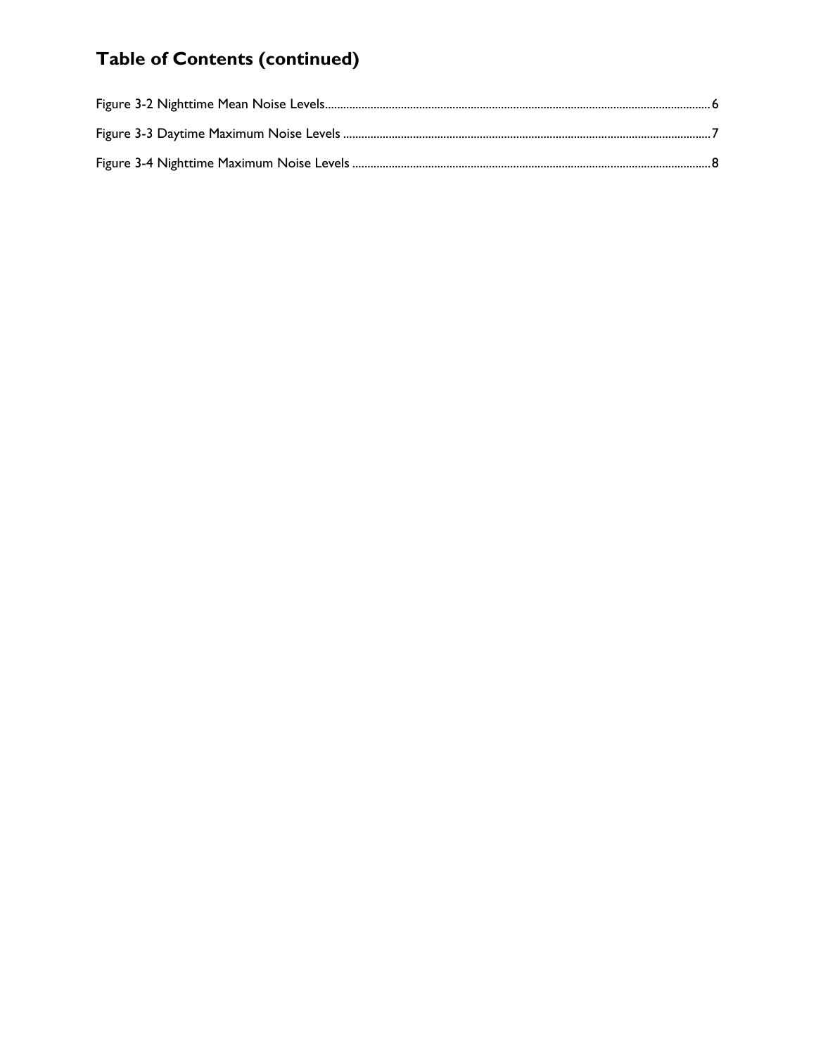## Table of Contents (continued)

Figure 3-2 Nighttime Mean Noise Levels.......................................................................................................................6

Figure 3-3 Daytime Maximum Noise Levels ..................................................................................................................7

Figure 3-4 Nighttime Maximum Noise Levels ...............................................................................................................8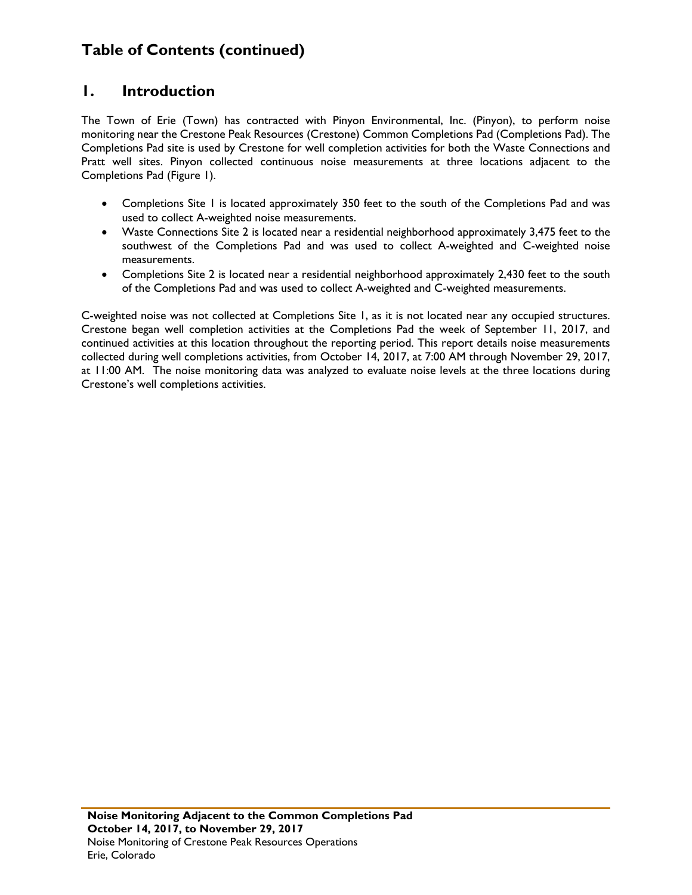# Table of Contents (continued)

## 1. Introduction

The Town of Erie (Town) has contracted with Pinyon Environmental, Inc. (Pinyon), to perform noise monitoring near the Crestone Peak Resources (Crestone) Common Completions Pad (Completions Pad). The Completions Pad site is used by Crestone for well completion activities for both the Waste Connections and Pratt well sites. Pinyon collected continuous noise measurements at three locations adjacent to the Completions Pad (Figure 1).

- Completions Site 1 is located approximately 350 feet to the south of the Completions Pad and was used to collect A-weighted noise measurements.
- Waste Connections Site 2 is located near a residential neighborhood approximately 3,475 feet to the southwest of the Completions Pad and was used to collect A-weighted and C-weighted noise measurements.
- Completions Site 2 is located near a residential neighborhood approximately 2,430 feet to the south of the Completions Pad and was used to collect A-weighted and C-weighted measurements.

C-weighted noise was not collected at Completions Site 1, as it is not located near any occupied structures. Crestone began well completion activities at the Completions Pad the week of September 11, 2017, and continued activities at this location throughout the reporting period. This report details noise measurements collected during well completions activities, from October 14, 2017, at 7:00 AM through November 29, 2017, at 11:00 AM. The noise monitoring data was analyzed to evaluate noise levels at the three locations during Crestone's well completions activities.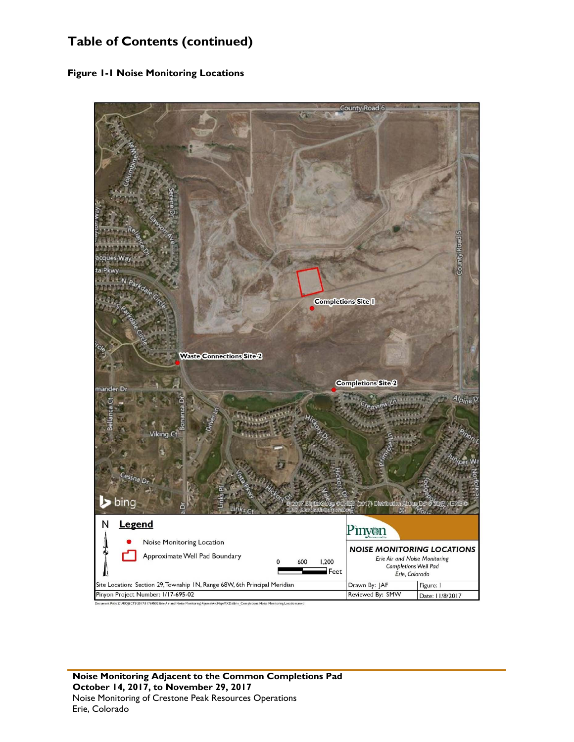# Table of Contents (continued)

**Figure 1-1 Noise Monitoring Locations**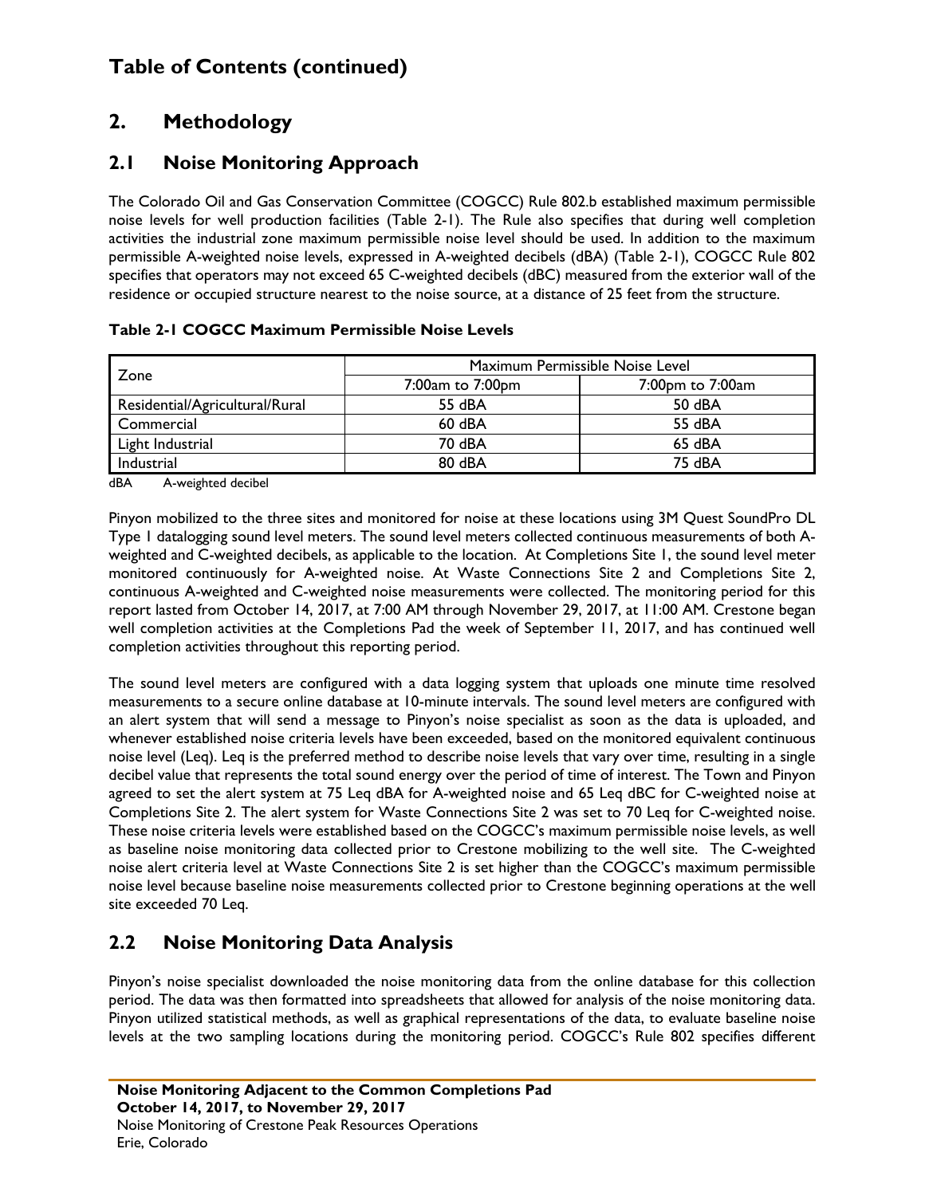# Table of Contents (continued)

## 2. Methodology

### 2.1 Noise Monitoring Approach

The Colorado Oil and Gas Conservation Committee (COGCC) Rule 802.b established maximum permissible noise levels for well production facilities (Table 2-1). The Rule also specifies that during well completion activities the industrial zone maximum permissible noise level should be used. In addition to the maximum permissible A-weighted noise levels, expressed in A-weighted decibels (dBA) (Table 2-1), COGCC Rule 802 specifies that operators may not exceed 65 C-weighted decibels (dBC) measured from the exterior wall of the residence or occupied structure nearest to the noise source, at a distance of 25 feet from the structure.

**Table 2-1 COGCC Maximum Permissible Noise Levels**

| Zone | Maximum Permissible Noise Level | |
|---|---|---|
| | 7:00am to 7:00pm | 7:00pm to 7:00am |
| Residential/Agricultural/Rural | 55 dBA | 50 dBA |
| Commercial | 60 dBA | 55 dBA |
| Light Industrial | 70 dBA | 65 dBA |
| Industrial | 80 dBA | 75 dBA |

dBA A-weighted decibel

Pinyon mobilized to the three sites and monitored for noise at these locations using 3M Quest SoundPro DL Type 1 datalogging sound level meters. The sound level meters collected continuous measurements of both A-weighted and C-weighted decibels, as applicable to the location. At Completions Site 1, the sound level meter monitored continuously for A-weighted noise. At Waste Connections Site 2 and Completions Site 2, continuous A-weighted and C-weighted noise measurements were collected. The monitoring period for this report lasted from October 14, 2017, at 7:00 AM through November 29, 2017, at 11:00 AM. Crestone began well completion activities at the Completions Pad the week of September 11, 2017, and has continued well completion activities throughout this reporting period.

The sound level meters are configured with a data logging system that uploads one minute time resolved measurements to a secure online database at 10-minute intervals. The sound level meters are configured with an alert system that will send a message to Pinyon's noise specialist as soon as the data is uploaded, and whenever established noise criteria levels have been exceeded, based on the monitored equivalent continuous noise level (Leq). Leq is the preferred method to describe noise levels that vary over time, resulting in a single decibel value that represents the total sound energy over the period of time of interest. The Town and Pinyon agreed to set the alert system at 75 Leq dBA for A-weighted noise and 65 Leq dBC for C-weighted noise at Completions Site 2. The alert system for Waste Connections Site 2 was set to 70 Leq for C-weighted noise. These noise criteria levels were established based on the COGCC's maximum permissible noise levels, as well as baseline noise monitoring data collected prior to Crestone mobilizing to the well site. The C-weighted noise alert criteria level at Waste Connections Site 2 is set higher than the COGCC's maximum permissible noise level because baseline noise measurements collected prior to Crestone beginning operations at the well site exceeded 70 Leq.

### 2.2 Noise Monitoring Data Analysis

Pinyon's noise specialist downloaded the noise monitoring data from the online database for this collection period. The data was then formatted into spreadsheets that allowed for analysis of the noise monitoring data. Pinyon utilized statistical methods, as well as graphical representations of the data, to evaluate baseline noise levels at the two sampling locations during the monitoring period. COGCC's Rule 802 specifies different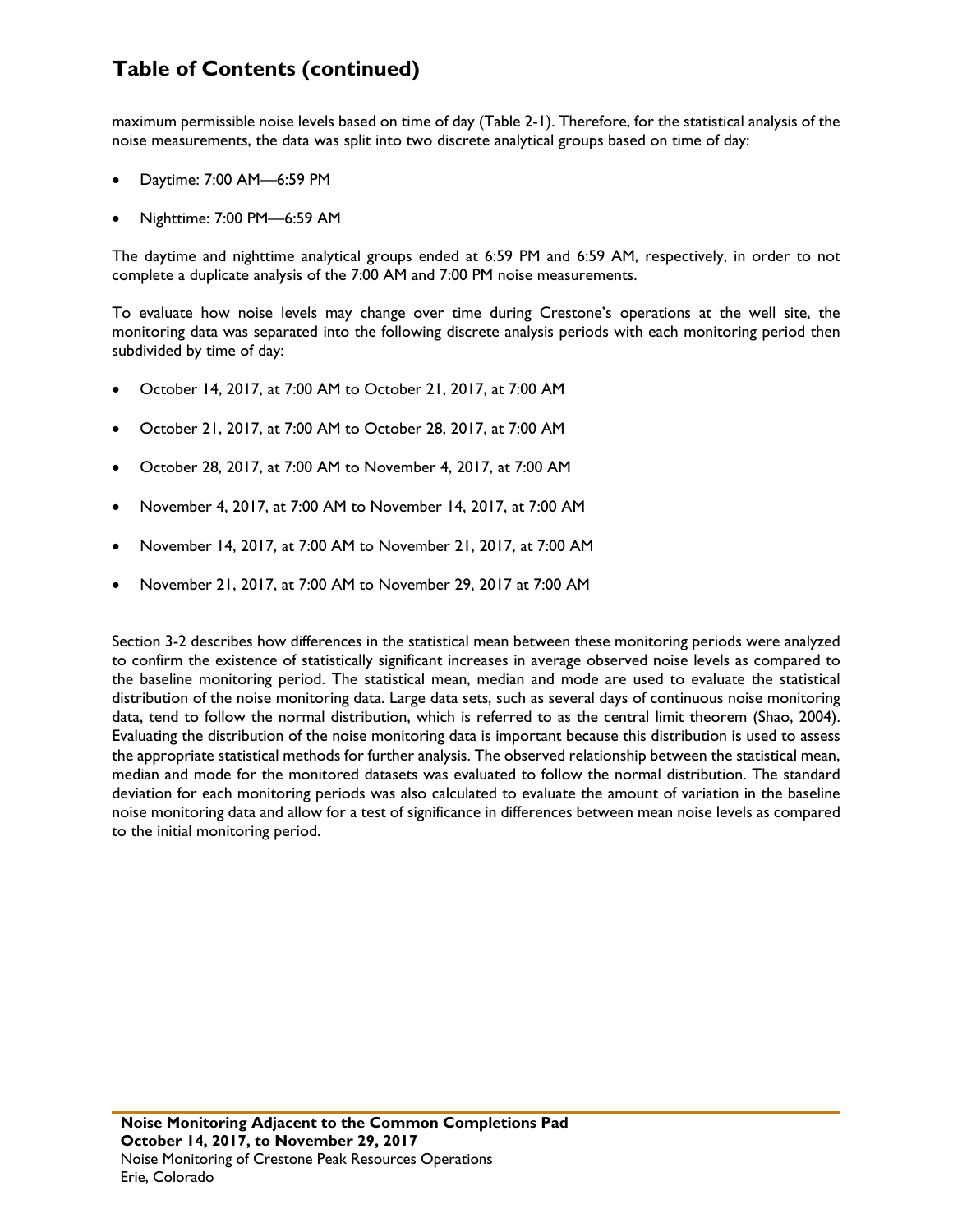maximum permissible noise levels based on time of day (Table 2-1). Therefore, for the statistical analysis of the noise measurements, the data was split into two discrete analytical groups based on time of day:

- Daytime: 7:00 AM—6:59 PM
- Nighttime: 7:00 PM—6:59 AM

The daytime and nighttime analytical groups ended at 6:59 PM and 6:59 AM, respectively, in order to not complete a duplicate analysis of the 7:00 AM and 7:00 PM noise measurements.

To evaluate how noise levels may change over time during Crestone's operations at the well site, the monitoring data was separated into the following discrete analysis periods with each monitoring period then subdivided by time of day:

- October 14, 2017, at 7:00 AM to October 21, 2017, at 7:00 AM
- October 21, 2017, at 7:00 AM to October 28, 2017, at 7:00 AM
- October 28, 2017, at 7:00 AM to November 4, 2017, at 7:00 AM
- November 4, 2017, at 7:00 AM to November 14, 2017, at 7:00 AM
- November 14, 2017, at 7:00 AM to November 21, 2017, at 7:00 AM
- November 21, 2017, at 7:00 AM to November 29, 2017 at 7:00 AM

Section 3-2 describes how differences in the statistical mean between these monitoring periods were analyzed to confirm the existence of statistically significant increases in average observed noise levels as compared to the baseline monitoring period. The statistical mean, median and mode are used to evaluate the statistical distribution of the noise monitoring data. Large data sets, such as several days of continuous noise monitoring data, tend to follow the normal distribution, which is referred to as the central limit theorem (Shao, 2004). Evaluating the distribution of the noise monitoring data is important because this distribution is used to assess the appropriate statistical methods for further analysis. The observed relationship between the statistical mean, median and mode for the monitored datasets was evaluated to follow the normal distribution. The standard deviation for each monitoring periods was also calculated to evaluate the amount of variation in the baseline noise monitoring data and allow for a test of significance in differences between mean noise levels as compared to the initial monitoring period.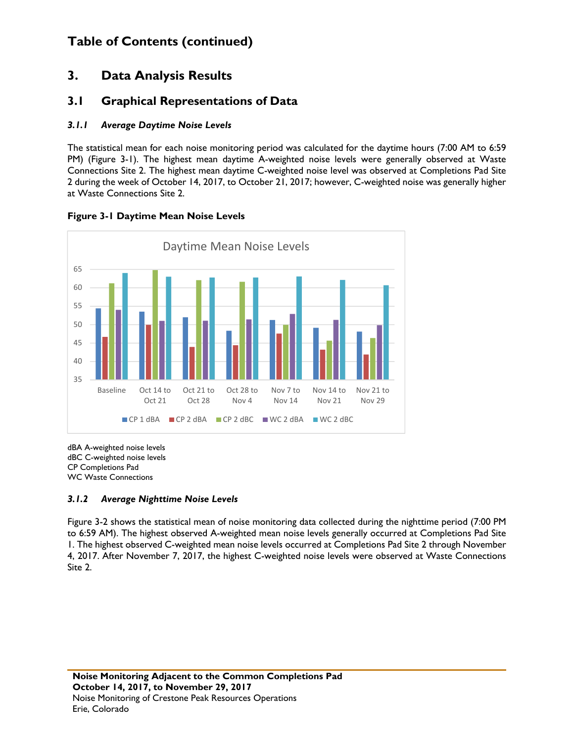# Table of Contents (continued)

## 3. Data Analysis Results

### 3.1 Graphical Representations of Data

#### *3.1.1 Average Daytime Noise Levels*

The statistical mean for each noise monitoring period was calculated for the daytime hours (7:00 AM to 6:59 PM) (Figure 3-1). The highest mean daytime A-weighted noise levels were generally observed at Waste Connections Site 2. The highest mean daytime C-weighted noise level was observed at Completions Pad Site 2 during the week of October 14, 2017, to October 21, 2017; however, C-weighted noise was generally higher at Waste Connections Site 2.

**Figure 3-1 Daytime Mean Noise Levels**

dBA A-weighted noise levels
dBC C-weighted noise levels
CP Completions Pad
WC Waste Connections

#### *3.1.2 Average Nighttime Noise Levels*

Figure 3-2 shows the statistical mean of noise monitoring data collected during the nighttime period (7:00 PM to 6:59 AM). The highest observed A-weighted mean noise levels generally occurred at Completions Pad Site 1. The highest observed C-weighted mean noise levels occurred at Completions Pad Site 2 through November 4, 2017. After November 7, 2017, the highest C-weighted noise levels were observed at Waste Connections Site 2.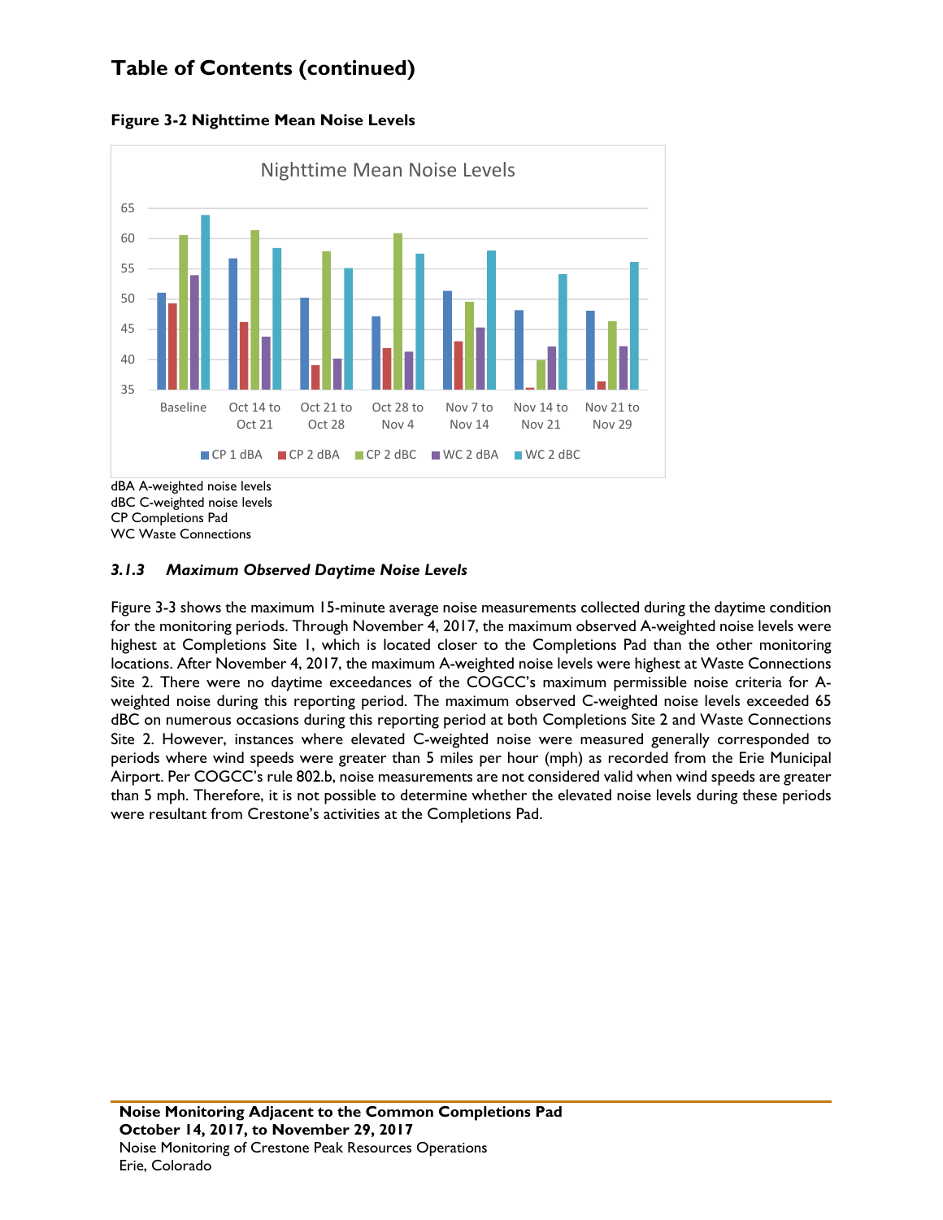# Table of Contents (continued)

**Figure 3-2 Nighttime Mean Noise Levels**

dBA A-weighted noise levels
dBC C-weighted noise levels
CP Completions Pad
WC Waste Connections

### *3.1.3 Maximum Observed Daytime Noise Levels*

Figure 3-3 shows the maximum 15-minute average noise measurements collected during the daytime condition for the monitoring periods. Through November 4, 2017, the maximum observed A-weighted noise levels were highest at Completions Site 1, which is located closer to the Completions Pad than the other monitoring locations. After November 4, 2017, the maximum A-weighted noise levels were highest at Waste Connections Site 2. There were no daytime exceedances of the COGCC's maximum permissible noise criteria for A-weighted noise during this reporting period. The maximum observed C-weighted noise levels exceeded 65 dBC on numerous occasions during this reporting period at both Completions Site 2 and Waste Connections Site 2. However, instances where elevated C-weighted noise were measured generally corresponded to periods where wind speeds were greater than 5 miles per hour (mph) as recorded from the Erie Municipal Airport. Per COGCC's rule 802.b, noise measurements are not considered valid when wind speeds are greater than 5 mph. Therefore, it is not possible to determine whether the elevated noise levels during these periods were resultant from Crestone's activities at the Completions Pad.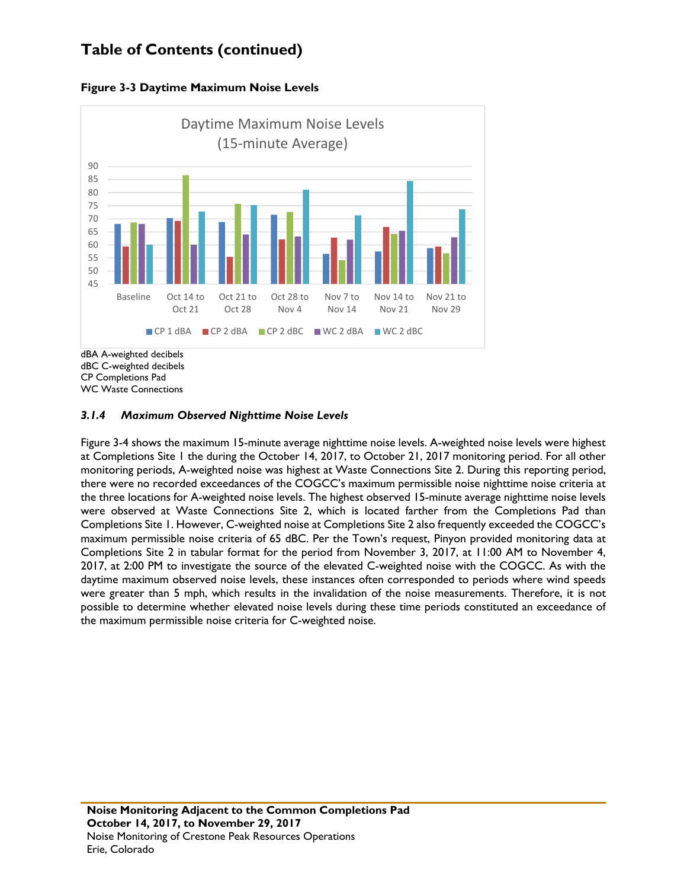# Table of Contents (continued)

**Figure 3-3 Daytime Maximum Noise Levels**

dBA A-weighted decibels
dBC C-weighted decibels
CP Completions Pad
WC Waste Connections

### *3.1.4 Maximum Observed Nighttime Noise Levels*

Figure 3-4 shows the maximum 15-minute average nighttime noise levels. A-weighted noise levels were highest at Completions Site 1 the during the October 14, 2017, to October 21, 2017 monitoring period. For all other monitoring periods, A-weighted noise was highest at Waste Connections Site 2. During this reporting period, there were no recorded exceedances of the COGCC's maximum permissible noise nighttime noise criteria at the three locations for A-weighted noise levels. The highest observed 15-minute average nighttime noise levels were observed at Waste Connections Site 2, which is located farther from the Completions Pad than Completions Site 1. However, C-weighted noise at Completions Site 2 also frequently exceeded the COGCC's maximum permissible noise criteria of 65 dBC. Per the Town's request, Pinyon provided monitoring data at Completions Site 2 in tabular format for the period from November 3, 2017, at 11:00 AM to November 4, 2017, at 2:00 PM to investigate the source of the elevated C-weighted noise with the COGCC. As with the daytime maximum observed noise levels, these instances often corresponded to periods where wind speeds were greater than 5 mph, which results in the invalidation of the noise measurements. Therefore, it is not possible to determine whether elevated noise levels during these time periods constituted an exceedance of the maximum permissible noise criteria for C-weighted noise.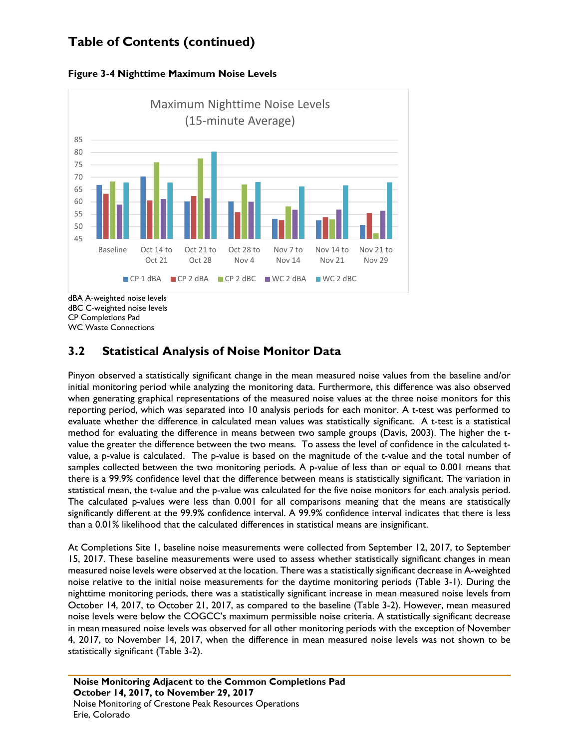## Table of Contents (continued)

**Figure 3-4 Nighttime Maximum Noise Levels**

dBA A-weighted noise levels
dBC C-weighted noise levels
CP Completions Pad
WC Waste Connections

## 3.2 Statistical Analysis of Noise Monitor Data

Pinyon observed a statistically significant change in the mean measured noise values from the baseline and/or initial monitoring period while analyzing the monitoring data. Furthermore, this difference was also observed when generating graphical representations of the measured noise values at the three noise monitors for this reporting period, which was separated into 10 analysis periods for each monitor. A t-test was performed to evaluate whether the difference in calculated mean values was statistically significant. A t-test is a statistical method for evaluating the difference in means between two sample groups (Davis, 2003). The higher the t-value the greater the difference between the two means. To assess the level of confidence in the calculated t-value, a p-value is calculated. The p-value is based on the magnitude of the t-value and the total number of samples collected between the two monitoring periods. A p-value of less than or equal to 0.001 means that there is a 99.9% confidence level that the difference between means is statistically significant. The variation in statistical mean, the t-value and the p-value was calculated for the five noise monitors for each analysis period. The calculated p-values were less than 0.001 for all comparisons meaning that the means are statistically significantly different at the 99.9% confidence interval. A 99.9% confidence interval indicates that there is less than a 0.01% likelihood that the calculated differences in statistical means are insignificant.

At Completions Site 1, baseline noise measurements were collected from September 12, 2017, to September 15, 2017. These baseline measurements were used to assess whether statistically significant changes in mean measured noise levels were observed at the location. There was a statistically significant decrease in A-weighted noise relative to the initial noise measurements for the daytime monitoring periods (Table 3-1). During the nighttime monitoring periods, there was a statistically significant increase in mean measured noise levels from October 14, 2017, to October 21, 2017, as compared to the baseline (Table 3-2). However, mean measured noise levels were below the COGCC's maximum permissible noise criteria. A statistically significant decrease in mean measured noise levels was observed for all other monitoring periods with the exception of November 4, 2017, to November 14, 2017, when the difference in mean measured noise levels was not shown to be statistically significant (Table 3-2).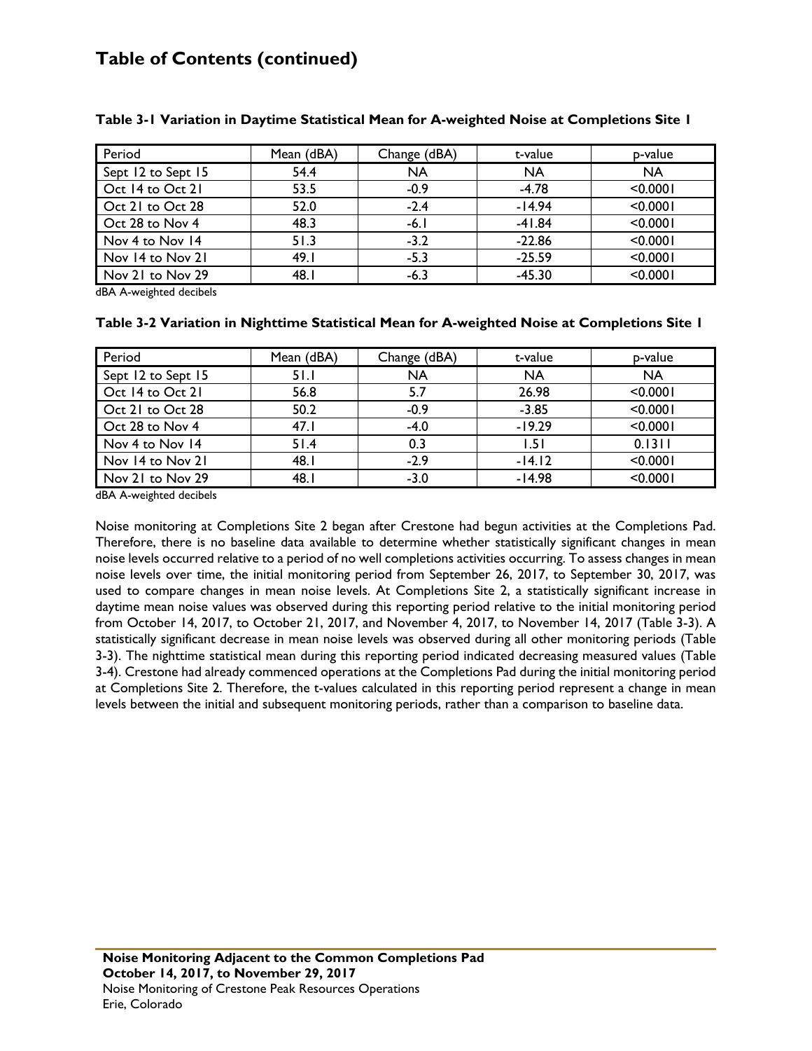# Table of Contents (continued)

**Table 3-1 Variation in Daytime Statistical Mean for A-weighted Noise at Completions Site 1**

| Period | Mean (dBA) | Change (dBA) | t-value | p-value |
|---|---|---|---|---|
| Sept 12 to Sept 15 | 54.4 | NA | NA | NA |
| Oct 14 to Oct 21 | 53.5 | -0.9 | -4.78 | <0.0001 |
| Oct 21 to Oct 28 | 52.0 | -2.4 | -14.94 | <0.0001 |
| Oct 28 to Nov 4 | 48.3 | -6.1 | -41.84 | <0.0001 |
| Nov 4 to Nov 14 | 51.3 | -3.2 | -22.86 | <0.0001 |
| Nov 14 to Nov 21 | 49.1 | -5.3 | -25.59 | <0.0001 |
| Nov 21 to Nov 29 | 48.1 | -6.3 | -45.30 | <0.0001 |

dBA A-weighted decibels

**Table 3-2 Variation in Nighttime Statistical Mean for A-weighted Noise at Completions Site 1**

| Period | Mean (dBA) | Change (dBA) | t-value | p-value |
|---|---|---|---|---|
| Sept 12 to Sept 15 | 51.1 | NA | NA | NA |
| Oct 14 to Oct 21 | 56.8 | 5.7 | 26.98 | <0.0001 |
| Oct 21 to Oct 28 | 50.2 | -0.9 | -3.85 | <0.0001 |
| Oct 28 to Nov 4 | 47.1 | -4.0 | -19.29 | <0.0001 |
| Nov 4 to Nov 14 | 51.4 | 0.3 | 1.51 | 0.1311 |
| Nov 14 to Nov 21 | 48.1 | -2.9 | -14.12 | <0.0001 |
| Nov 21 to Nov 29 | 48.1 | -3.0 | -14.98 | <0.0001 |

dBA A-weighted decibels

Noise monitoring at Completions Site 2 began after Crestone had begun activities at the Completions Pad. Therefore, there is no baseline data available to determine whether statistically significant changes in mean noise levels occurred relative to a period of no well completions activities occurring. To assess changes in mean noise levels over time, the initial monitoring period from September 26, 2017, to September 30, 2017, was used to compare changes in mean noise levels. At Completions Site 2, a statistically significant increase in daytime mean noise values was observed during this reporting period relative to the initial monitoring period from October 14, 2017, to October 21, 2017, and November 4, 2017, to November 14, 2017 (Table 3-3). A statistically significant decrease in mean noise levels was observed during all other monitoring periods (Table 3-3). The nighttime statistical mean during this reporting period indicated decreasing measured values (Table 3-4). Crestone had already commenced operations at the Completions Pad during the initial monitoring period at Completions Site 2. Therefore, the t-values calculated in this reporting period represent a change in mean levels between the initial and subsequent monitoring periods, rather than a comparison to baseline data.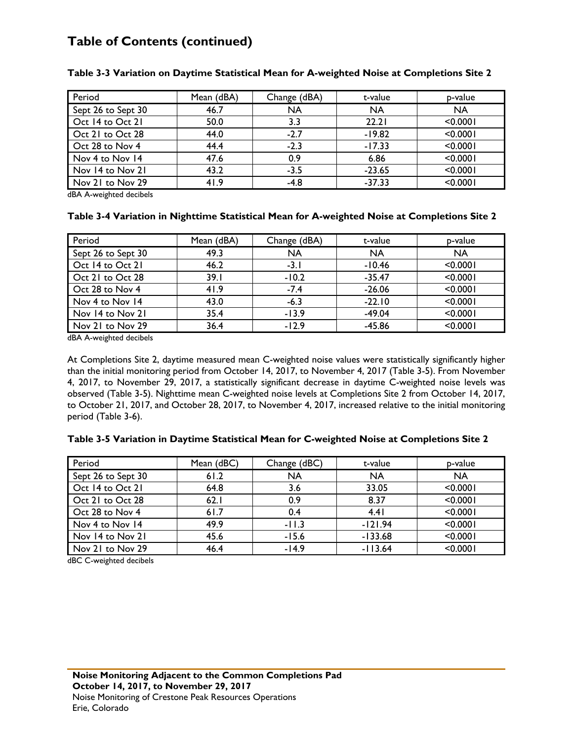# Table of Contents (continued)

**Table 3-3 Variation on Daytime Statistical Mean for A-weighted Noise at Completions Site 2**

| Period | Mean (dBA) | Change (dBA) | t-value | p-value |
|---|---|---|---|---|
| Sept 26 to Sept 30 | 46.7 | NA | NA | NA |
| Oct 14 to Oct 21 | 50.0 | 3.3 | 22.21 | <0.0001 |
| Oct 21 to Oct 28 | 44.0 | -2.7 | -19.82 | <0.0001 |
| Oct 28 to Nov 4 | 44.4 | -2.3 | -17.33 | <0.0001 |
| Nov 4 to Nov 14 | 47.6 | 0.9 | 6.86 | <0.0001 |
| Nov 14 to Nov 21 | 43.2 | -3.5 | -23.65 | <0.0001 |
| Nov 21 to Nov 29 | 41.9 | -4.8 | -37.33 | <0.0001 |

dBA A-weighted decibels

**Table 3-4 Variation in Nighttime Statistical Mean for A-weighted Noise at Completions Site 2**

| Period | Mean (dBA) | Change (dBA) | t-value | p-value |
|---|---|---|---|---|
| Sept 26 to Sept 30 | 49.3 | NA | NA | NA |
| Oct 14 to Oct 21 | 46.2 | -3.1 | -10.46 | <0.0001 |
| Oct 21 to Oct 28 | 39.1 | -10.2 | -35.47 | <0.0001 |
| Oct 28 to Nov 4 | 41.9 | -7.4 | -26.06 | <0.0001 |
| Nov 4 to Nov 14 | 43.0 | -6.3 | -22.10 | <0.0001 |
| Nov 14 to Nov 21 | 35.4 | -13.9 | -49.04 | <0.0001 |
| Nov 21 to Nov 29 | 36.4 | -12.9 | -45.86 | <0.0001 |

dBA A-weighted decibels

At Completions Site 2, daytime measured mean C-weighted noise values were statistically significantly higher than the initial monitoring period from October 14, 2017, to November 4, 2017 (Table 3-5). From November 4, 2017, to November 29, 2017, a statistically significant decrease in daytime C-weighted noise levels was observed (Table 3-5). Nighttime mean C-weighted noise levels at Completions Site 2 from October 14, 2017, to October 21, 2017, and October 28, 2017, to November 4, 2017, increased relative to the initial monitoring period (Table 3-6).

**Table 3-5 Variation in Daytime Statistical Mean for C-weighted Noise at Completions Site 2**

| Period | Mean (dBC) | Change (dBC) | t-value | p-value |
|---|---|---|---|---|
| Sept 26 to Sept 30 | 61.2 | NA | NA | NA |
| Oct 14 to Oct 21 | 64.8 | 3.6 | 33.05 | <0.0001 |
| Oct 21 to Oct 28 | 62.1 | 0.9 | 8.37 | <0.0001 |
| Oct 28 to Nov 4 | 61.7 | 0.4 | 4.41 | <0.0001 |
| Nov 4 to Nov 14 | 49.9 | -11.3 | -121.94 | <0.0001 |
| Nov 14 to Nov 21 | 45.6 | -15.6 | -133.68 | <0.0001 |
| Nov 21 to Nov 29 | 46.4 | -14.9 | -113.64 | <0.0001 |

dBC C-weighted decibels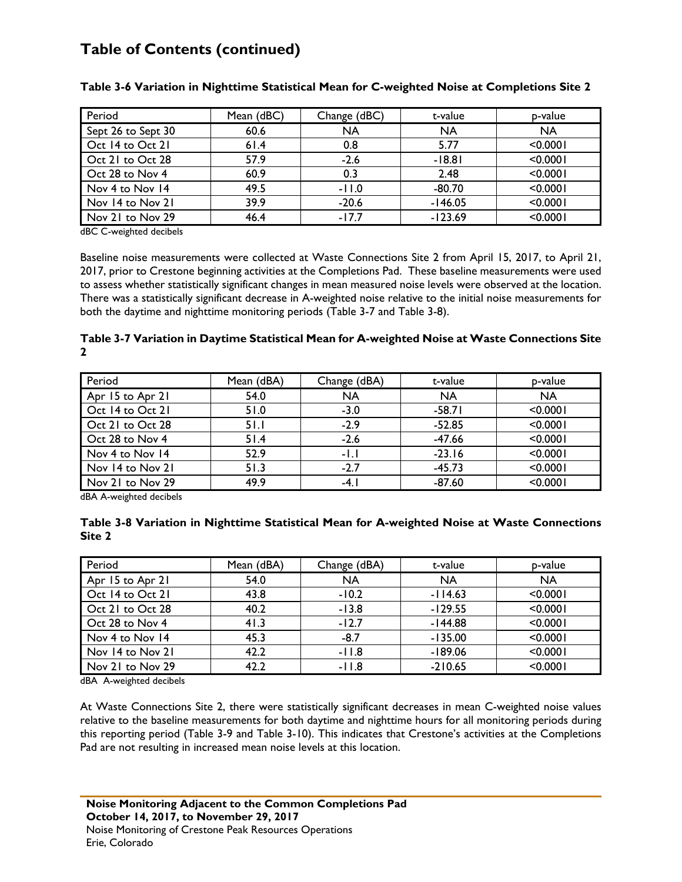# Table of Contents (continued)

**Table 3-6 Variation in Nighttime Statistical Mean for C-weighted Noise at Completions Site 2**

| Period | Mean (dBC) | Change (dBC) | t-value | p-value |
|---|---|---|---|---|
| Sept 26 to Sept 30 | 60.6 | NA | NA | NA |
| Oct 14 to Oct 21 | 61.4 | 0.8 | 5.77 | <0.0001 |
| Oct 21 to Oct 28 | 57.9 | -2.6 | -18.81 | <0.0001 |
| Oct 28 to Nov 4 | 60.9 | 0.3 | 2.48 | <0.0001 |
| Nov 4 to Nov 14 | 49.5 | -11.0 | -80.70 | <0.0001 |
| Nov 14 to Nov 21 | 39.9 | -20.6 | -146.05 | <0.0001 |
| Nov 21 to Nov 29 | 46.4 | -17.7 | -123.69 | <0.0001 |

dBC C-weighted decibels

Baseline noise measurements were collected at Waste Connections Site 2 from April 15, 2017, to April 21, 2017, prior to Crestone beginning activities at the Completions Pad. These baseline measurements were used to assess whether statistically significant changes in mean measured noise levels were observed at the location. There was a statistically significant decrease in A-weighted noise relative to the initial noise measurements for both the daytime and nighttime monitoring periods (Table 3-7 and Table 3-8).

**Table 3-7 Variation in Daytime Statistical Mean for A-weighted Noise at Waste Connections Site 2**

| Period | Mean (dBA) | Change (dBA) | t-value | p-value |
|---|---|---|---|---|
| Apr 15 to Apr 21 | 54.0 | NA | NA | NA |
| Oct 14 to Oct 21 | 51.0 | -3.0 | -58.71 | <0.0001 |
| Oct 21 to Oct 28 | 51.1 | -2.9 | -52.85 | <0.0001 |
| Oct 28 to Nov 4 | 51.4 | -2.6 | -47.66 | <0.0001 |
| Nov 4 to Nov 14 | 52.9 | -1.1 | -23.16 | <0.0001 |
| Nov 14 to Nov 21 | 51.3 | -2.7 | -45.73 | <0.0001 |
| Nov 21 to Nov 29 | 49.9 | -4.1 | -87.60 | <0.0001 |

dBA A-weighted decibels

**Table 3-8 Variation in Nighttime Statistical Mean for A-weighted Noise at Waste Connections Site 2**

| Period | Mean (dBA) | Change (dBA) | t-value | p-value |
|---|---|---|---|---|
| Apr 15 to Apr 21 | 54.0 | NA | NA | NA |
| Oct 14 to Oct 21 | 43.8 | -10.2 | -114.63 | <0.0001 |
| Oct 21 to Oct 28 | 40.2 | -13.8 | -129.55 | <0.0001 |
| Oct 28 to Nov 4 | 41.3 | -12.7 | -144.88 | <0.0001 |
| Nov 4 to Nov 14 | 45.3 | -8.7 | -135.00 | <0.0001 |
| Nov 14 to Nov 21 | 42.2 | -11.8 | -189.06 | <0.0001 |
| Nov 21 to Nov 29 | 42.2 | -11.8 | -210.65 | <0.0001 |

dBA A-weighted decibels

At Waste Connections Site 2, there were statistically significant decreases in mean C-weighted noise values relative to the baseline measurements for both daytime and nighttime hours for all monitoring periods during this reporting period (Table 3-9 and Table 3-10). This indicates that Crestone's activities at the Completions Pad are not resulting in increased mean noise levels at this location.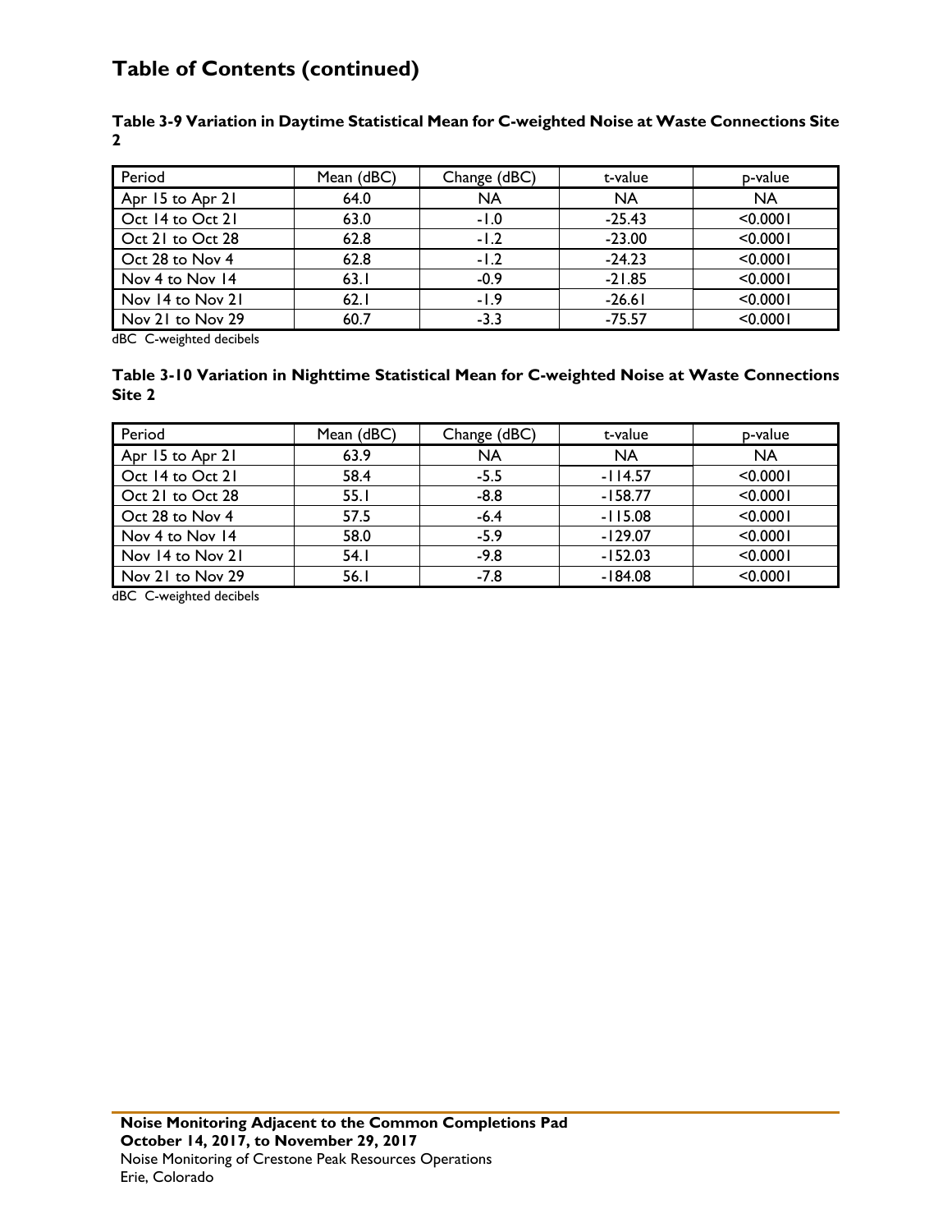## Table of Contents (continued)

**Table 3-9 Variation in Daytime Statistical Mean for C-weighted Noise at Waste Connections Site 2**

| Period | Mean (dBC) | Change (dBC) | t-value | p-value |
|---|---|---|---|---|
| Apr 15 to Apr 21 | 64.0 | NA | NA | NA |
| Oct 14 to Oct 21 | 63.0 | -1.0 | -25.43 | <0.0001 |
| Oct 21 to Oct 28 | 62.8 | -1.2 | -23.00 | <0.0001 |
| Oct 28 to Nov 4 | 62.8 | -1.2 | -24.23 | <0.0001 |
| Nov 4 to Nov 14 | 63.1 | -0.9 | -21.85 | <0.0001 |
| Nov 14 to Nov 21 | 62.1 | -1.9 | -26.61 | <0.0001 |
| Nov 21 to Nov 29 | 60.7 | -3.3 | -75.57 | <0.0001 |

dBC C-weighted decibels

**Table 3-10 Variation in Nighttime Statistical Mean for C-weighted Noise at Waste Connections Site 2**

| Period | Mean (dBC) | Change (dBC) | t-value | p-value |
|---|---|---|---|---|
| Apr 15 to Apr 21 | 63.9 | NA | NA | NA |
| Oct 14 to Oct 21 | 58.4 | -5.5 | -114.57 | <0.0001 |
| Oct 21 to Oct 28 | 55.1 | -8.8 | -158.77 | <0.0001 |
| Oct 28 to Nov 4 | 57.5 | -6.4 | -115.08 | <0.0001 |
| Nov 4 to Nov 14 | 58.0 | -5.9 | -129.07 | <0.0001 |
| Nov 14 to Nov 21 | 54.1 | -9.8 | -152.03 | <0.0001 |
| Nov 21 to Nov 29 | 56.1 | -7.8 | -184.08 | <0.0001 |

dBC C-weighted decibels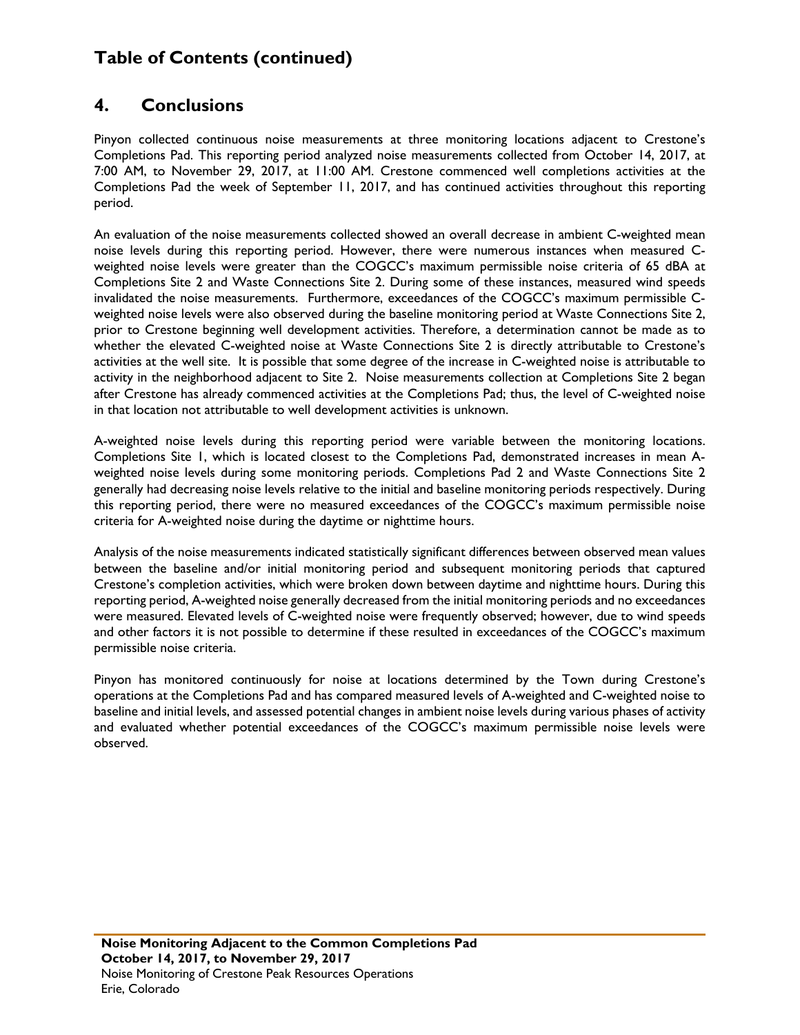## 4. Conclusions

Pinyon collected continuous noise measurements at three monitoring locations adjacent to Crestone's Completions Pad. This reporting period analyzed noise measurements collected from October 14, 2017, at 7:00 AM, to November 29, 2017, at 11:00 AM. Crestone commenced well completions activities at the Completions Pad the week of September 11, 2017, and has continued activities throughout this reporting period.

An evaluation of the noise measurements collected showed an overall decrease in ambient C-weighted mean noise levels during this reporting period. However, there were numerous instances when measured C-weighted noise levels were greater than the COGCC's maximum permissible noise criteria of 65 dBA at Completions Site 2 and Waste Connections Site 2. During some of these instances, measured wind speeds invalidated the noise measurements. Furthermore, exceedances of the COGCC's maximum permissible C-weighted noise levels were also observed during the baseline monitoring period at Waste Connections Site 2, prior to Crestone beginning well development activities. Therefore, a determination cannot be made as to whether the elevated C-weighted noise at Waste Connections Site 2 is directly attributable to Crestone's activities at the well site. It is possible that some degree of the increase in C-weighted noise is attributable to activity in the neighborhood adjacent to Site 2. Noise measurements collection at Completions Site 2 began after Crestone has already commenced activities at the Completions Pad; thus, the level of C-weighted noise in that location not attributable to well development activities is unknown.

A-weighted noise levels during this reporting period were variable between the monitoring locations. Completions Site 1, which is located closest to the Completions Pad, demonstrated increases in mean A-weighted noise levels during some monitoring periods. Completions Pad 2 and Waste Connections Site 2 generally had decreasing noise levels relative to the initial and baseline monitoring periods respectively. During this reporting period, there were no measured exceedances of the COGCC's maximum permissible noise criteria for A-weighted noise during the daytime or nighttime hours.

Analysis of the noise measurements indicated statistically significant differences between observed mean values between the baseline and/or initial monitoring period and subsequent monitoring periods that captured Crestone's completion activities, which were broken down between daytime and nighttime hours. During this reporting period, A-weighted noise generally decreased from the initial monitoring periods and no exceedances were measured. Elevated levels of C-weighted noise were frequently observed; however, due to wind speeds and other factors it is not possible to determine if these resulted in exceedances of the COGCC's maximum permissible noise criteria.

Pinyon has monitored continuously for noise at locations determined by the Town during Crestone's operations at the Completions Pad and has compared measured levels of A-weighted and C-weighted noise to baseline and initial levels, and assessed potential changes in ambient noise levels during various phases of activity and evaluated whether potential exceedances of the COGCC's maximum permissible noise levels were observed.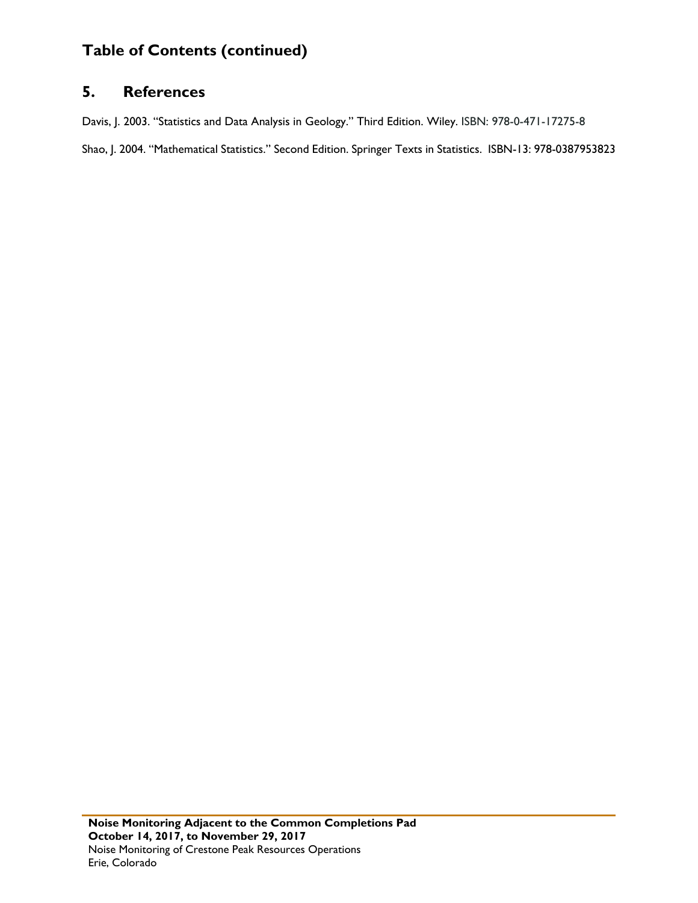## Table of Contents (continued)

## 5. References

Davis, J. 2003. “Statistics and Data Analysis in Geology.” Third Edition. Wiley. ISBN: 978-0-471-17275-8

Shao, J. 2004. “Mathematical Statistics.” Second Edition. Springer Texts in Statistics. ISBN-13: 978-0387953823